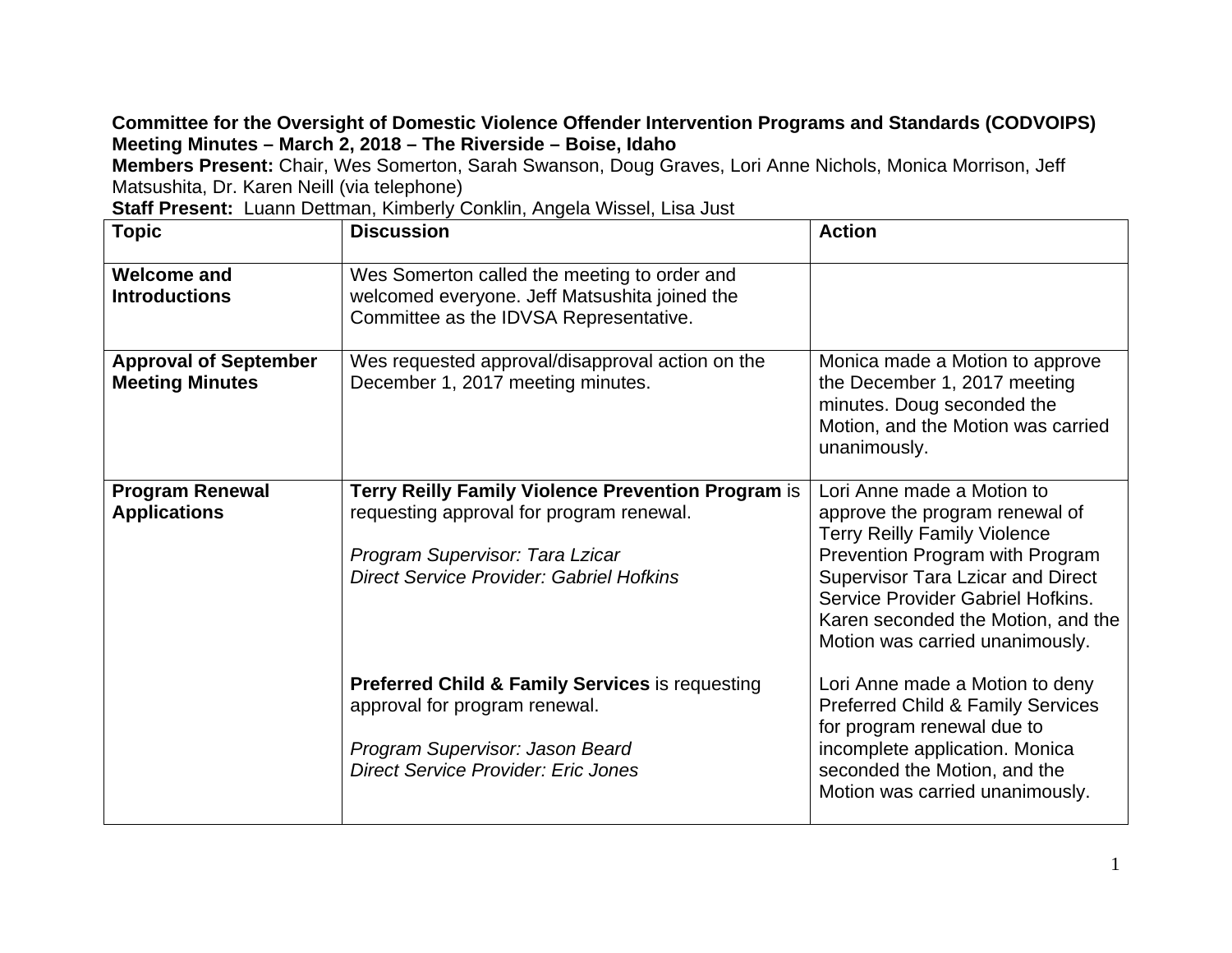**Committee for the Oversight of Domestic Violence Offender Intervention Programs and Standards (CODVOIPS)**
**Meeting Minutes – March 2, 2018 – The Riverside – Boise, Idaho**

**Members Present:** Chair, Wes Somerton, Sarah Swanson, Doug Graves, Lori Anne Nichols, Monica Morrison, Jeff Matsushita, Dr. Karen Neill (via telephone)

**Staff Present:** Luann Dettman, Kimberly Conklin, Angela Wissel, Lisa Just

| Topic | Discussion | Action |
|---|---|---|
| **Welcome and Introductions** | Wes Somerton called the meeting to order and welcomed everyone. Jeff Matsushita joined the Committee as the IDVSA Representative. | |
| **Approval of September Meeting Minutes** | Wes requested approval/disapproval action on the December 1, 2017 meeting minutes. | Monica made a Motion to approve the December 1, 2017 meeting minutes. Doug seconded the Motion, and the Motion was carried unanimously. |
| **Program Renewal Applications** | **Terry Reilly Family Violence Prevention Program** is requesting approval for program renewal.<br><br>*Program Supervisor: Tara Lzicar*<br>*Direct Service Provider: Gabriel Hofkins* | Lori Anne made a Motion to approve the program renewal of Terry Reilly Family Violence Prevention Program with Program Supervisor Tara Lzicar and Direct Service Provider Gabriel Hofkins. Karen seconded the Motion, and the Motion was carried unanimously. |
| | **Preferred Child & Family Services** is requesting approval for program renewal.<br><br>*Program Supervisor: Jason Beard*<br>*Direct Service Provider: Eric Jones* | Lori Anne made a Motion to deny Preferred Child & Family Services for program renewal due to incomplete application. Monica seconded the Motion, and the Motion was carried unanimously. |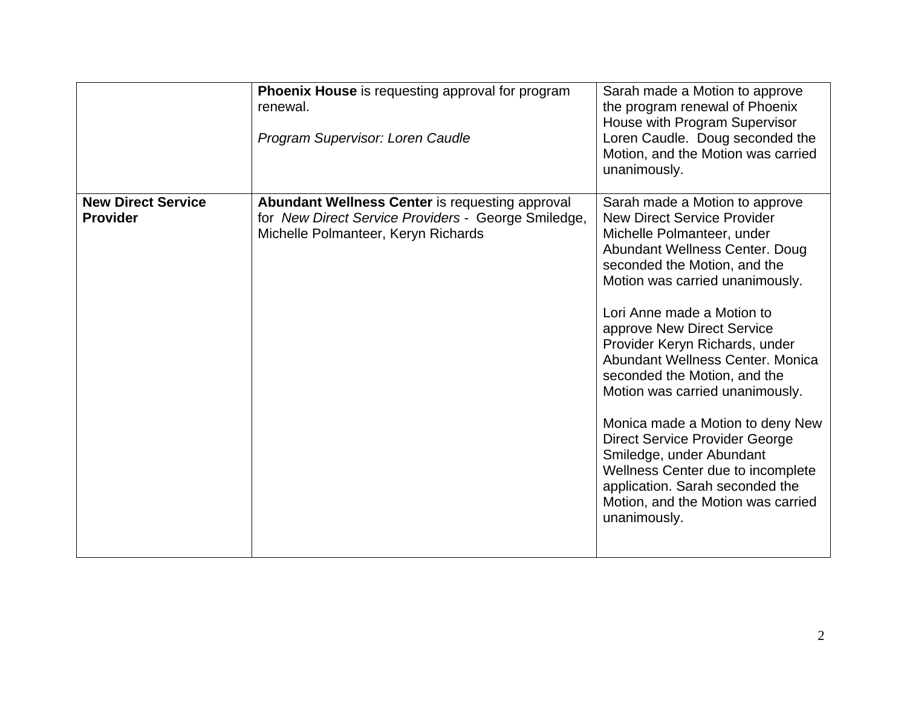| | | |
|---|---|---|
| | **Phoenix House** is requesting approval for program renewal.<br><br>*Program Supervisor: Loren Caudle* | Sarah made a Motion to approve the program renewal of Phoenix House with Program Supervisor Loren Caudle. Doug seconded the Motion, and the Motion was carried unanimously. |
| **New Direct Service Provider** | **Abundant Wellness Center** is requesting approval for *New Direct Service Providers* - George Smiledge, Michelle Polmanteer, Keryn Richards | Sarah made a Motion to approve New Direct Service Provider Michelle Polmanteer, under Abundant Wellness Center. Doug seconded the Motion, and the Motion was carried unanimously.<br><br>Lori Anne made a Motion to approve New Direct Service Provider Keryn Richards, under Abundant Wellness Center. Monica seconded the Motion, and the Motion was carried unanimously.<br><br>Monica made a Motion to deny New Direct Service Provider George Smiledge, under Abundant Wellness Center due to incomplete application. Sarah seconded the Motion, and the Motion was carried unanimously. |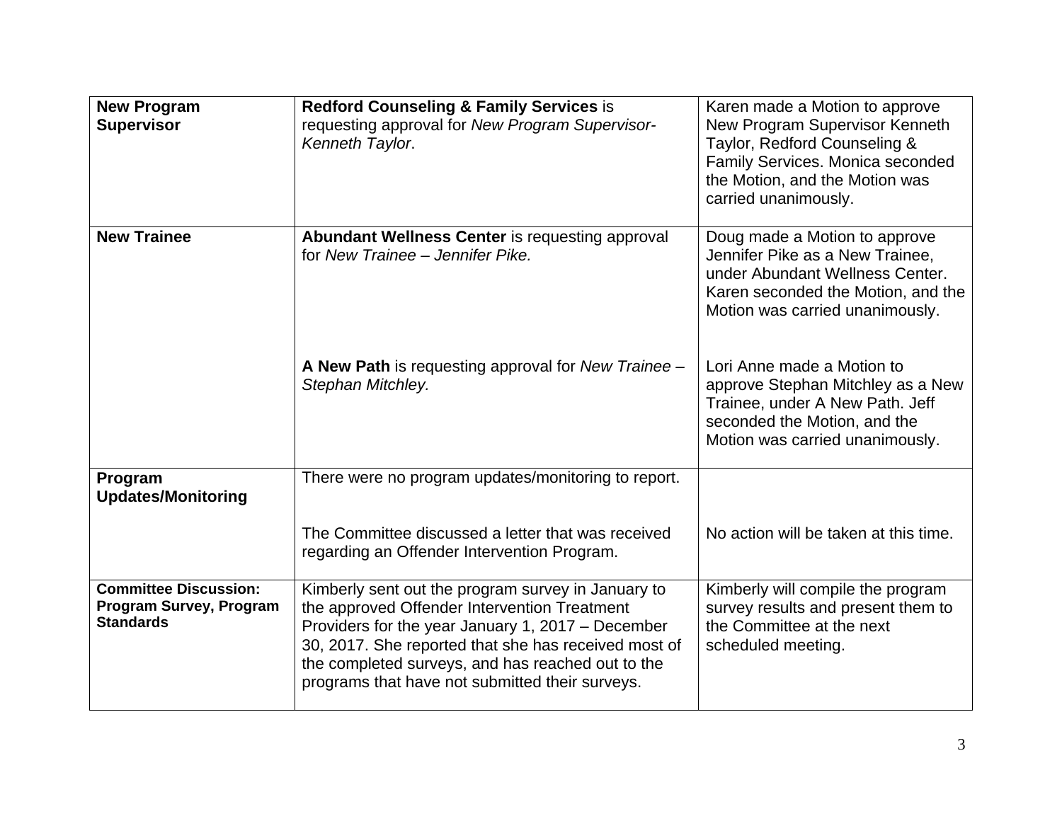| **New Program Supervisor** | **Redford Counseling & Family Services** is requesting approval for *New Program Supervisor- Kenneth Taylor*. | Karen made a Motion to approve New Program Supervisor Kenneth Taylor, Redford Counseling & Family Services. Monica seconded the Motion, and the Motion was carried unanimously. |
|---|---|---|
| **New Trainee** | **Abundant Wellness Center** is requesting approval for *New Trainee – Jennifer Pike.* | Doug made a Motion to approve Jennifer Pike as a New Trainee, under Abundant Wellness Center. Karen seconded the Motion, and the Motion was carried unanimously. |
| | **A New Path** is requesting approval for *New Trainee – Stephan Mitchley.* | Lori Anne made a Motion to approve Stephan Mitchley as a New Trainee, under A New Path. Jeff seconded the Motion, and the Motion was carried unanimously. |
| **Program Updates/Monitoring** | There were no program updates/monitoring to report. | |
| | The Committee discussed a letter that was received regarding an Offender Intervention Program. | No action will be taken at this time. |
| **Committee Discussion: Program Survey, Program Standards** | Kimberly sent out the program survey in January to the approved Offender Intervention Treatment Providers for the year January 1, 2017 – December 30, 2017. She reported that she has received most of the completed surveys, and has reached out to the programs that have not submitted their surveys. | Kimberly will compile the program survey results and present them to the Committee at the next scheduled meeting. |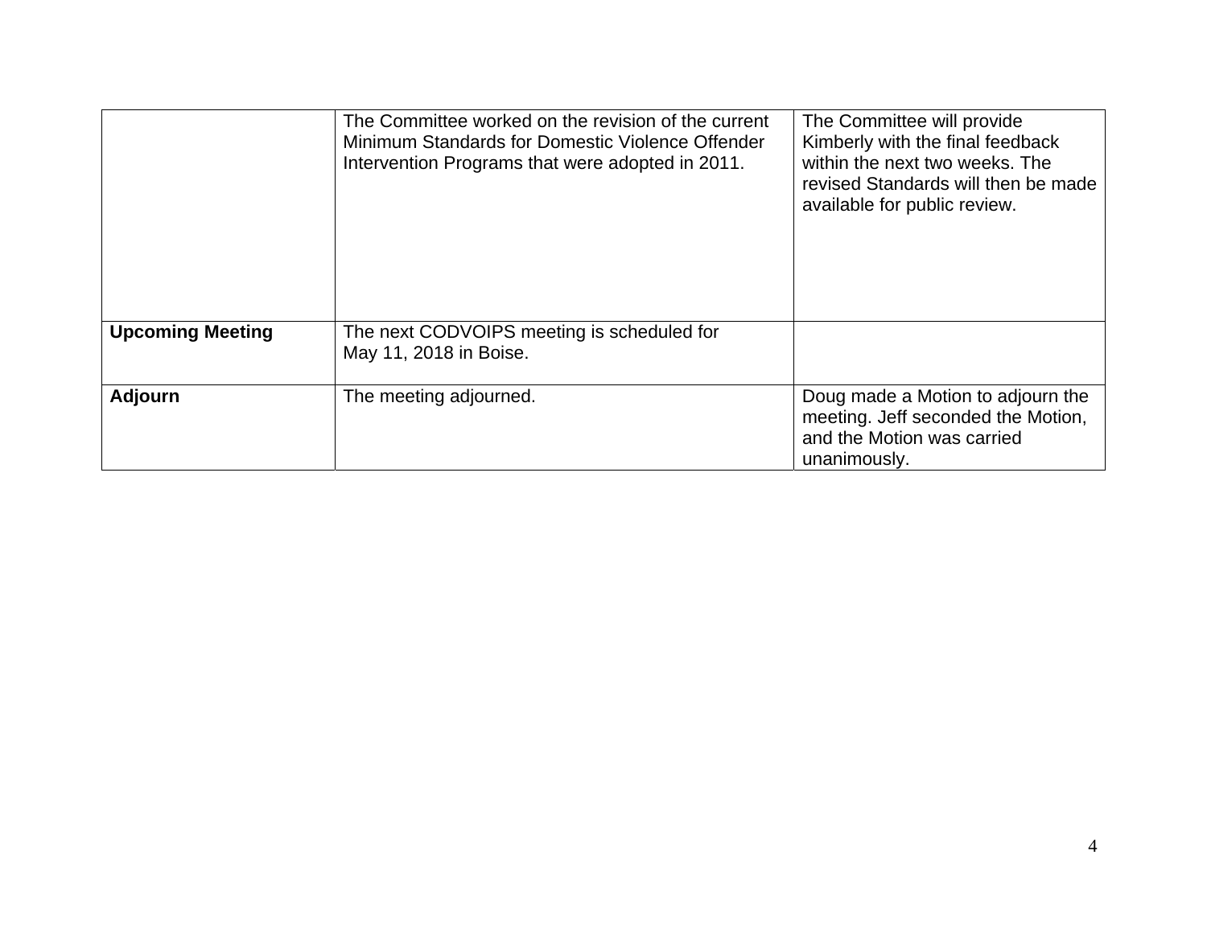| | | |
|---|---|---|
| | The Committee worked on the revision of the current Minimum Standards for Domestic Violence Offender Intervention Programs that were adopted in 2011. | The Committee will provide Kimberly with the final feedback within the next two weeks. The revised Standards will then be made available for public review. |
| **Upcoming Meeting** | The next CODVOIPS meeting is scheduled for May 11, 2018 in Boise. | |
| **Adjourn** | The meeting adjourned. | Doug made a Motion to adjourn the meeting. Jeff seconded the Motion, and the Motion was carried unanimously. |